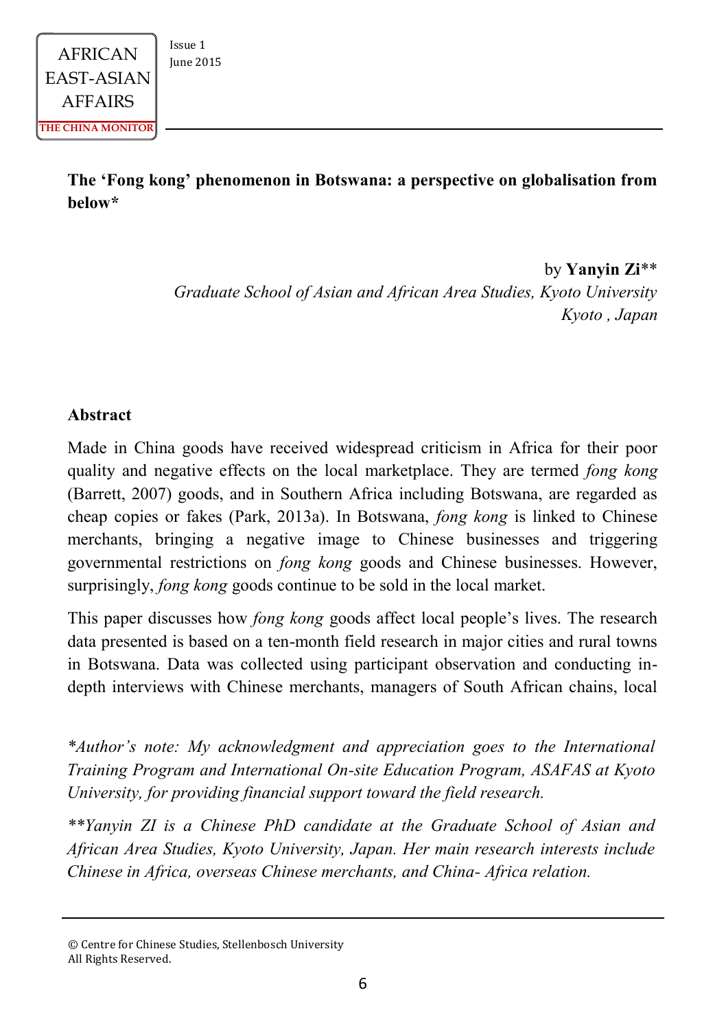# The 'Fong kong' phenomenon in Botswana: a perspective on globalisation from below*

by **Yanyin Zi****
*Graduate School of Asian and African Area Studies, Kyoto University*
*Kyoto , Japan*

## Abstract

Made in China goods have received widespread criticism in Africa for their poor quality and negative effects on the local marketplace. They are termed *fong kong* (Barrett, 2007) goods, and in Southern Africa including Botswana, are regarded as cheap copies or fakes (Park, 2013a). In Botswana, *fong kong* is linked to Chinese merchants, bringing a negative image to Chinese businesses and triggering governmental restrictions on *fong kong* goods and Chinese businesses. However, surprisingly, *fong kong* goods continue to be sold in the local market.

This paper discusses how *fong kong* goods affect local people's lives. The research data presented is based on a ten-month field research in major cities and rural towns in Botswana. Data was collected using participant observation and conducting in-depth interviews with Chinese merchants, managers of South African chains, local

*\*Author's note: My acknowledgment and appreciation goes to the International Training Program and International On-site Education Program, ASAFAS at Kyoto University, for providing financial support toward the field research.*

*\*\*Yanyin ZI is a Chinese PhD candidate at the Graduate School of Asian and African Area Studies, Kyoto University, Japan. Her main research interests include Chinese in Africa, overseas Chinese merchants, and China- Africa relation.*

© Centre for Chinese Studies, Stellenbosch University
All Rights Reserved.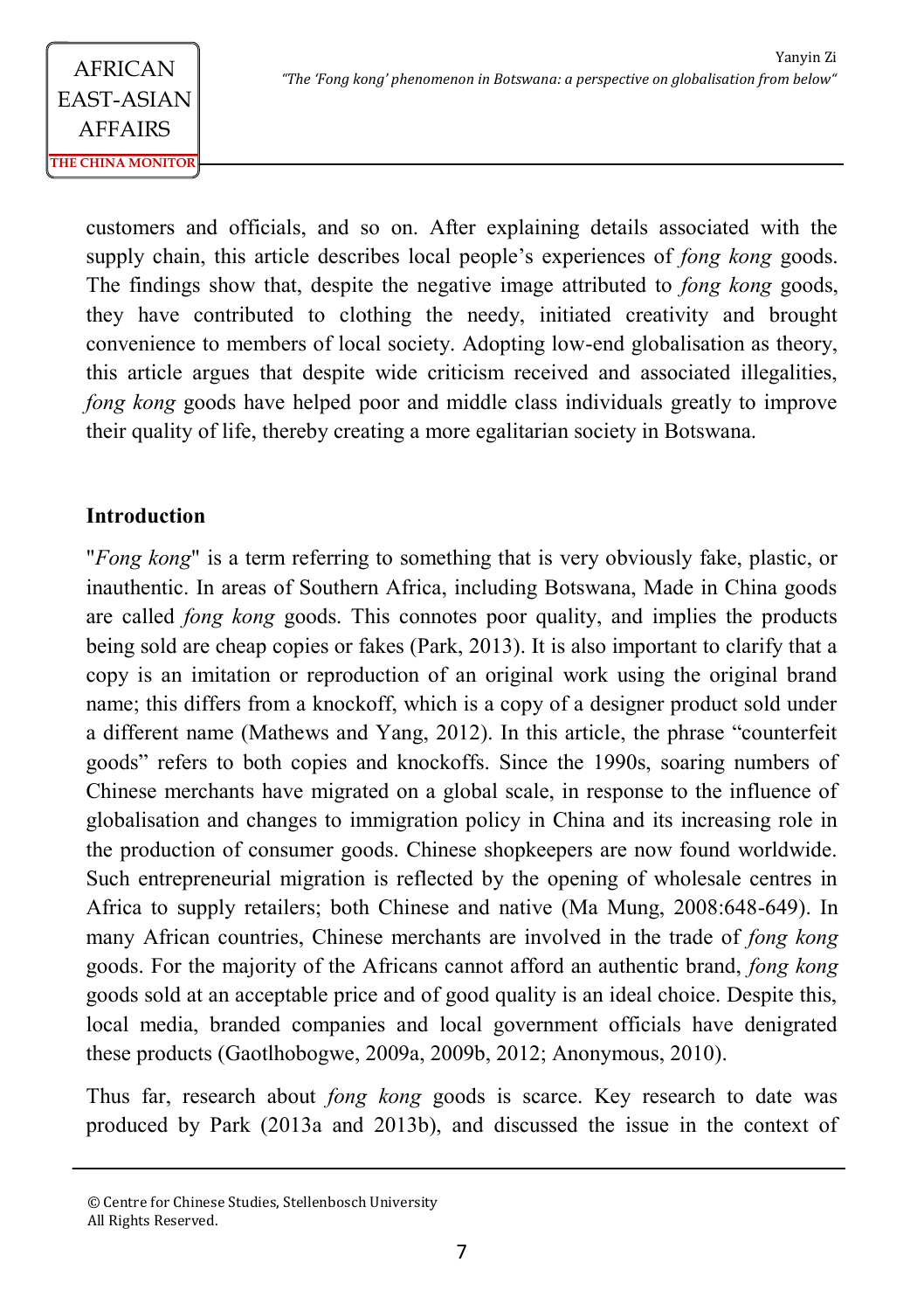customers and officials, and so on. After explaining details associated with the supply chain, this article describes local people's experiences of *fong kong* goods. The findings show that, despite the negative image attributed to *fong kong* goods, they have contributed to clothing the needy, initiated creativity and brought convenience to members of local society. Adopting low-end globalisation as theory, this article argues that despite wide criticism received and associated illegalities, *fong kong* goods have helped poor and middle class individuals greatly to improve their quality of life, thereby creating a more egalitarian society in Botswana.

## Introduction

"*Fong kong*" is a term referring to something that is very obviously fake, plastic, or inauthentic. In areas of Southern Africa, including Botswana, Made in China goods are called *fong kong* goods. This connotes poor quality, and implies the products being sold are cheap copies or fakes (Park, 2013). It is also important to clarify that a copy is an imitation or reproduction of an original work using the original brand name; this differs from a knockoff, which is a copy of a designer product sold under a different name (Mathews and Yang, 2012). In this article, the phrase "counterfeit goods" refers to both copies and knockoffs. Since the 1990s, soaring numbers of Chinese merchants have migrated on a global scale, in response to the influence of globalisation and changes to immigration policy in China and its increasing role in the production of consumer goods. Chinese shopkeepers are now found worldwide. Such entrepreneurial migration is reflected by the opening of wholesale centres in Africa to supply retailers; both Chinese and native (Ma Mung, 2008:648-649). In many African countries, Chinese merchants are involved in the trade of *fong kong* goods. For the majority of the Africans cannot afford an authentic brand, *fong kong* goods sold at an acceptable price and of good quality is an ideal choice. Despite this, local media, branded companies and local government officials have denigrated these products (Gaotlhobogwe, 2009a, 2009b, 2012; Anonymous, 2010).

Thus far, research about *fong kong* goods is scarce. Key research to date was produced by Park (2013a and 2013b), and discussed the issue in the context of

© Centre for Chinese Studies, Stellenbosch University
All Rights Reserved.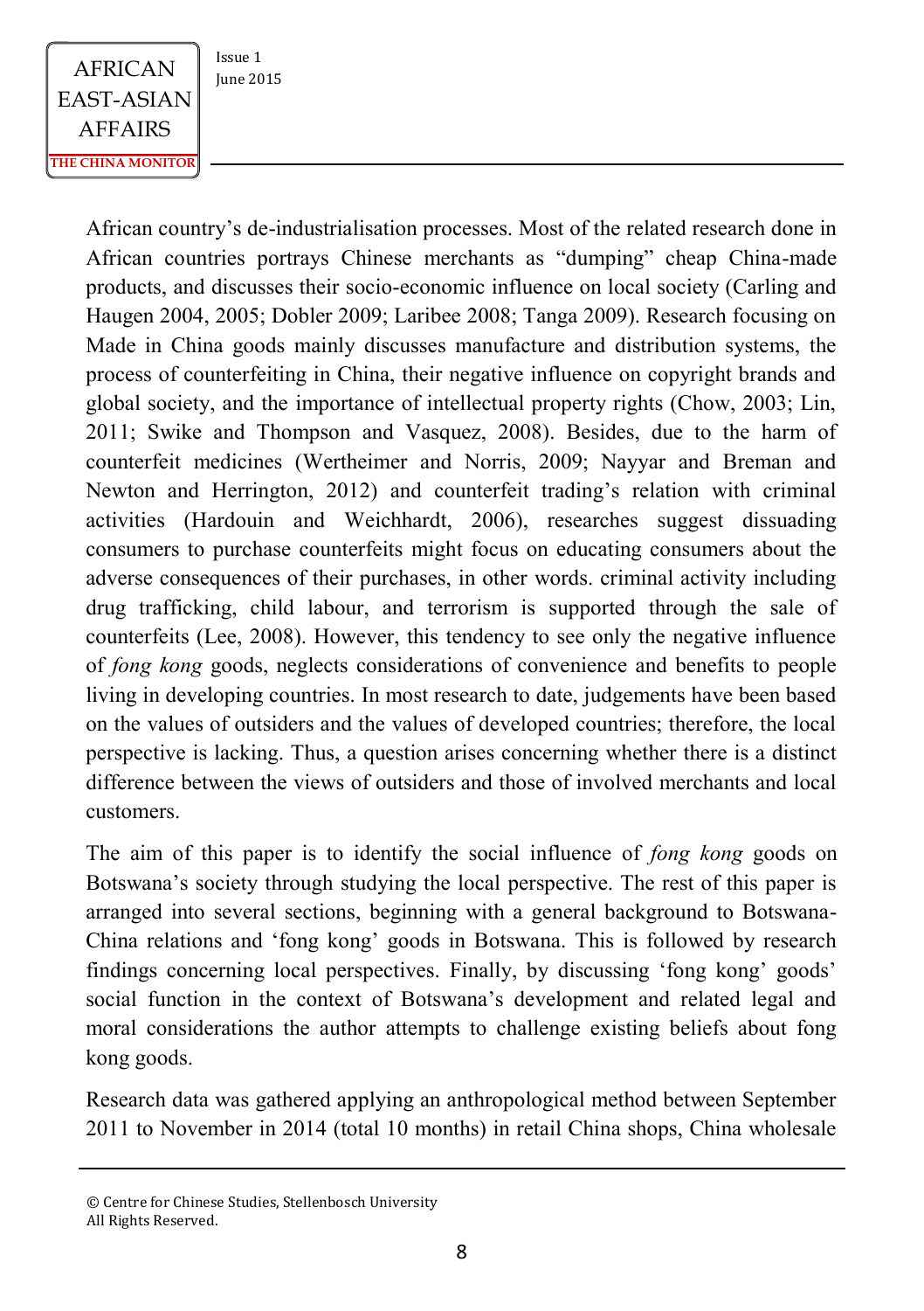African country's de-industrialisation processes. Most of the related research done in African countries portrays Chinese merchants as "dumping" cheap China-made products, and discusses their socio-economic influence on local society (Carling and Haugen 2004, 2005; Dobler 2009; Laribee 2008; Tanga 2009). Research focusing on Made in China goods mainly discusses manufacture and distribution systems, the process of counterfeiting in China, their negative influence on copyright brands and global society, and the importance of intellectual property rights (Chow, 2003; Lin, 2011; Swike and Thompson and Vasquez, 2008). Besides, due to the harm of counterfeit medicines (Wertheimer and Norris, 2009; Nayyar and Breman and Newton and Herrington, 2012) and counterfeit trading's relation with criminal activities (Hardouin and Weichhardt, 2006), researches suggest dissuading consumers to purchase counterfeits might focus on educating consumers about the adverse consequences of their purchases, in other words. criminal activity including drug trafficking, child labour, and terrorism is supported through the sale of counterfeits (Lee, 2008). However, this tendency to see only the negative influence of *fong kong* goods, neglects considerations of convenience and benefits to people living in developing countries. In most research to date, judgements have been based on the values of outsiders and the values of developed countries; therefore, the local perspective is lacking. Thus, a question arises concerning whether there is a distinct difference between the views of outsiders and those of involved merchants and local customers.

The aim of this paper is to identify the social influence of *fong kong* goods on Botswana's society through studying the local perspective. The rest of this paper is arranged into several sections, beginning with a general background to Botswana-China relations and 'fong kong' goods in Botswana. This is followed by research findings concerning local perspectives. Finally, by discussing 'fong kong' goods' social function in the context of Botswana's development and related legal and moral considerations the author attempts to challenge existing beliefs about fong kong goods.

Research data was gathered applying an anthropological method between September 2011 to November in 2014 (total 10 months) in retail China shops, China wholesale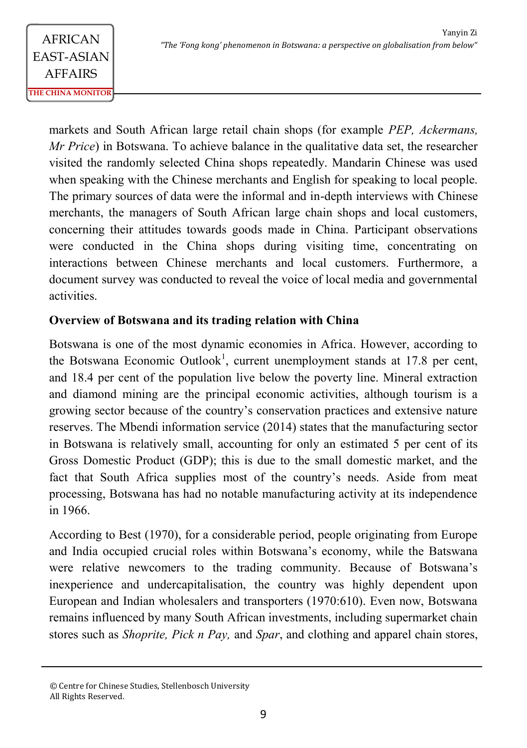markets and South African large retail chain shops (for example *PEP, Ackermans, Mr Price*) in Botswana. To achieve balance in the qualitative data set, the researcher visited the randomly selected China shops repeatedly. Mandarin Chinese was used when speaking with the Chinese merchants and English for speaking to local people. The primary sources of data were the informal and in-depth interviews with Chinese merchants, the managers of South African large chain shops and local customers, concerning their attitudes towards goods made in China. Participant observations were conducted in the China shops during visiting time, concentrating on interactions between Chinese merchants and local customers. Furthermore, a document survey was conducted to reveal the voice of local media and governmental activities.

**Overview of Botswana and its trading relation with China**

Botswana is one of the most dynamic economies in Africa. However, according to the Botswana Economic Outlook[1], current unemployment stands at 17.8 per cent, and 18.4 per cent of the population live below the poverty line. Mineral extraction and diamond mining are the principal economic activities, although tourism is a growing sector because of the country's conservation practices and extensive nature reserves. The Mbendi information service (2014) states that the manufacturing sector in Botswana is relatively small, accounting for only an estimated 5 per cent of its Gross Domestic Product (GDP); this is due to the small domestic market, and the fact that South Africa supplies most of the country's needs. Aside from meat processing, Botswana has had no notable manufacturing activity at its independence in 1966.

According to Best (1970), for a considerable period, people originating from Europe and India occupied crucial roles within Botswana's economy, while the Batswana were relative newcomers to the trading community. Because of Botswana's inexperience and undercapitalisation, the country was highly dependent upon European and Indian wholesalers and transporters (1970:610). Even now, Botswana remains influenced by many South African investments, including supermarket chain stores such as *Shoprite, Pick n Pay,* and *Spar*, and clothing and apparel chain stores,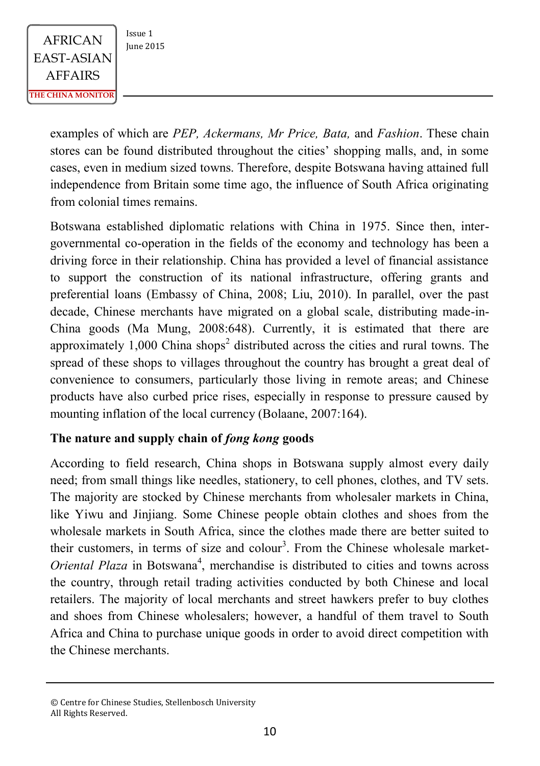examples of which are *PEP, Ackermans, Mr Price, Bata,* and *Fashion*. These chain stores can be found distributed throughout the cities' shopping malls, and, in some cases, even in medium sized towns. Therefore, despite Botswana having attained full independence from Britain some time ago, the influence of South Africa originating from colonial times remains.

Botswana established diplomatic relations with China in 1975. Since then, inter-governmental co-operation in the fields of the economy and technology has been a driving force in their relationship. China has provided a level of financial assistance to support the construction of its national infrastructure, offering grants and preferential loans (Embassy of China, 2008; Liu, 2010). In parallel, over the past decade, Chinese merchants have migrated on a global scale, distributing made-in-China goods (Ma Mung, 2008:648). Currently, it is estimated that there are approximately 1,000 China shops[2] distributed across the cities and rural towns. The spread of these shops to villages throughout the country has brought a great deal of convenience to consumers, particularly those living in remote areas; and Chinese products have also curbed price rises, especially in response to pressure caused by mounting inflation of the local currency (Bolaane, 2007:164).

**The nature and supply chain of *fong kong* goods**

According to field research, China shops in Botswana supply almost every daily need; from small things like needles, stationery, to cell phones, clothes, and TV sets. The majority are stocked by Chinese merchants from wholesaler markets in China, like Yiwu and Jinjiang. Some Chinese people obtain clothes and shoes from the wholesale markets in South Africa, since the clothes made there are better suited to their customers, in terms of size and colour[3]. From the Chinese wholesale market-*Oriental Plaza* in Botswana[4], merchandise is distributed to cities and towns across the country, through retail trading activities conducted by both Chinese and local retailers. The majority of local merchants and street hawkers prefer to buy clothes and shoes from Chinese wholesalers; however, a handful of them travel to South Africa and China to purchase unique goods in order to avoid direct competition with the Chinese merchants.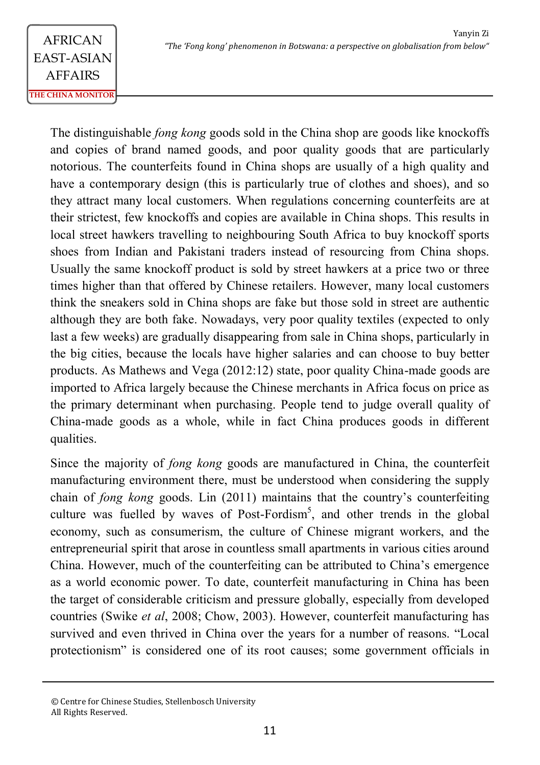The distinguishable *fong kong* goods sold in the China shop are goods like knockoffs and copies of brand named goods, and poor quality goods that are particularly notorious. The counterfeits found in China shops are usually of a high quality and have a contemporary design (this is particularly true of clothes and shoes), and so they attract many local customers. When regulations concerning counterfeits are at their strictest, few knockoffs and copies are available in China shops. This results in local street hawkers travelling to neighbouring South Africa to buy knockoff sports shoes from Indian and Pakistani traders instead of resourcing from China shops. Usually the same knockoff product is sold by street hawkers at a price two or three times higher than that offered by Chinese retailers. However, many local customers think the sneakers sold in China shops are fake but those sold in street are authentic although they are both fake. Nowadays, very poor quality textiles (expected to only last a few weeks) are gradually disappearing from sale in China shops, particularly in the big cities, because the locals have higher salaries and can choose to buy better products. As Mathews and Vega (2012:12) state, poor quality China-made goods are imported to Africa largely because the Chinese merchants in Africa focus on price as the primary determinant when purchasing. People tend to judge overall quality of China-made goods as a whole, while in fact China produces goods in different qualities.

Since the majority of *fong kong* goods are manufactured in China, the counterfeit manufacturing environment there, must be understood when considering the supply chain of *fong kong* goods. Lin (2011) maintains that the country's counterfeiting culture was fuelled by waves of Post-Fordism[5], and other trends in the global economy, such as consumerism, the culture of Chinese migrant workers, and the entrepreneurial spirit that arose in countless small apartments in various cities around China. However, much of the counterfeiting can be attributed to China's emergence as a world economic power. To date, counterfeit manufacturing in China has been the target of considerable criticism and pressure globally, especially from developed countries (Swike *et al*, 2008; Chow, 2003). However, counterfeit manufacturing has survived and even thrived in China over the years for a number of reasons. "Local protectionism" is considered one of its root causes; some government officials in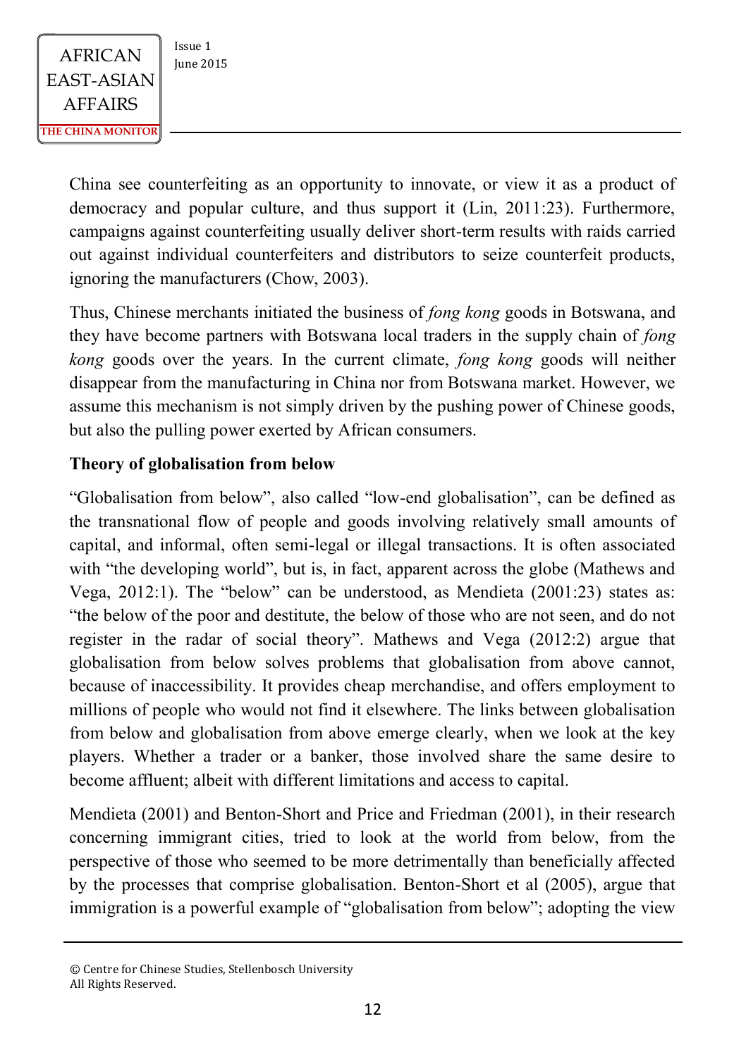China see counterfeiting as an opportunity to innovate, or view it as a product of democracy and popular culture, and thus support it (Lin, 2011:23). Furthermore, campaigns against counterfeiting usually deliver short-term results with raids carried out against individual counterfeiters and distributors to seize counterfeit products, ignoring the manufacturers (Chow, 2003).

Thus, Chinese merchants initiated the business of *fong kong* goods in Botswana, and they have become partners with Botswana local traders in the supply chain of *fong kong* goods over the years. In the current climate, *fong kong* goods will neither disappear from the manufacturing in China nor from Botswana market. However, we assume this mechanism is not simply driven by the pushing power of Chinese goods, but also the pulling power exerted by African consumers.

**Theory of globalisation from below**

"Globalisation from below", also called "low-end globalisation", can be defined as the transnational flow of people and goods involving relatively small amounts of capital, and informal, often semi-legal or illegal transactions. It is often associated with "the developing world", but is, in fact, apparent across the globe (Mathews and Vega, 2012:1). The "below" can be understood, as Mendieta (2001:23) states as: "the below of the poor and destitute, the below of those who are not seen, and do not register in the radar of social theory". Mathews and Vega (2012:2) argue that globalisation from below solves problems that globalisation from above cannot, because of inaccessibility. It provides cheap merchandise, and offers employment to millions of people who would not find it elsewhere. The links between globalisation from below and globalisation from above emerge clearly, when we look at the key players. Whether a trader or a banker, those involved share the same desire to become affluent; albeit with different limitations and access to capital.

Mendieta (2001) and Benton-Short and Price and Friedman (2001), in their research concerning immigrant cities, tried to look at the world from below, from the perspective of those who seemed to be more detrimentally than beneficially affected by the processes that comprise globalisation. Benton-Short et al (2005), argue that immigration is a powerful example of "globalisation from below"; adopting the view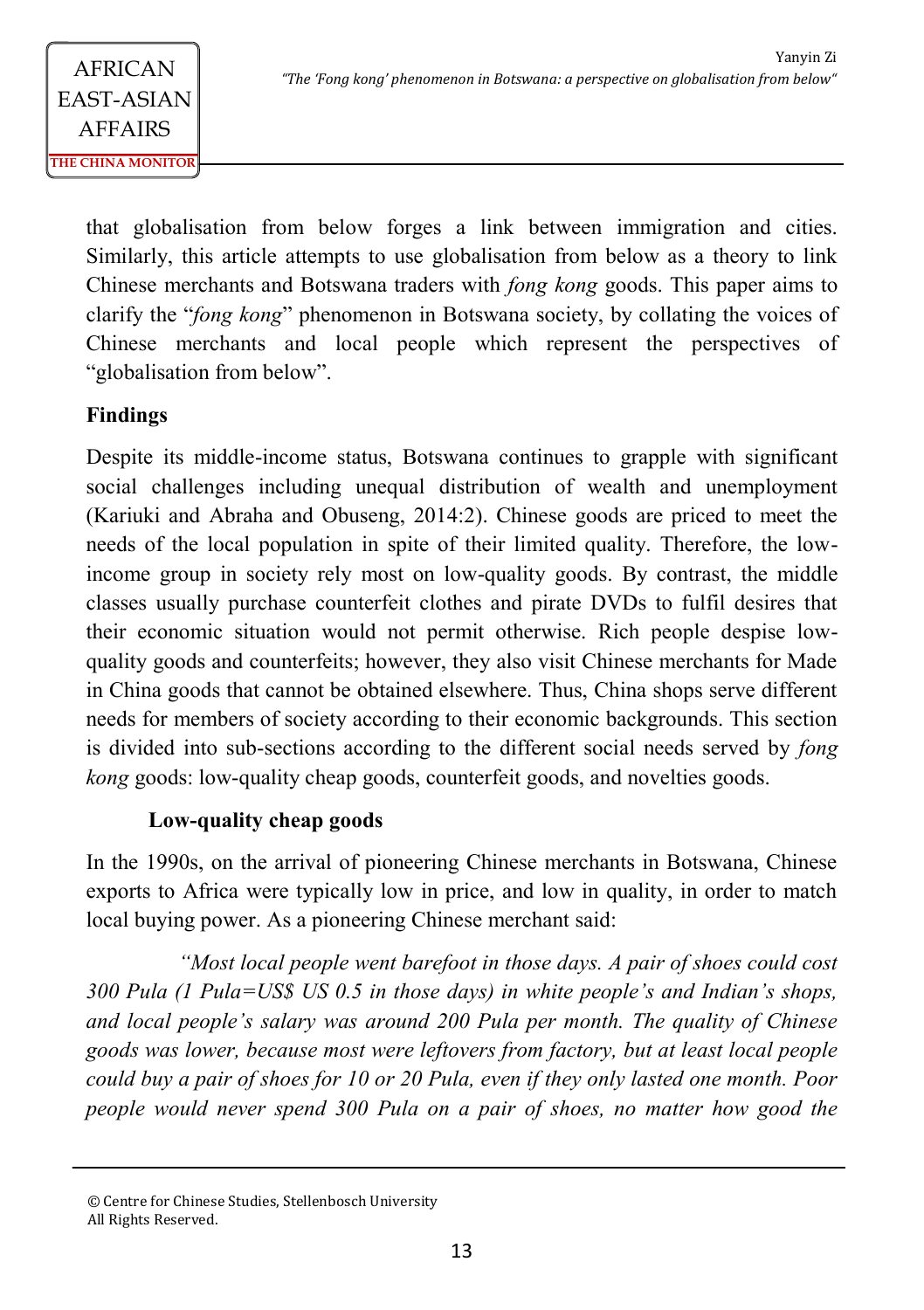that globalisation from below forges a link between immigration and cities. Similarly, this article attempts to use globalisation from below as a theory to link Chinese merchants and Botswana traders with *fong kong* goods. This paper aims to clarify the "*fong kong*" phenomenon in Botswana society, by collating the voices of Chinese merchants and local people which represent the perspectives of "globalisation from below".

## Findings

Despite its middle-income status, Botswana continues to grapple with significant social challenges including unequal distribution of wealth and unemployment (Kariuki and Abraha and Obuseng, 2014:2). Chinese goods are priced to meet the needs of the local population in spite of their limited quality. Therefore, the low-income group in society rely most on low-quality goods. By contrast, the middle classes usually purchase counterfeit clothes and pirate DVDs to fulfil desires that their economic situation would not permit otherwise. Rich people despise low-quality goods and counterfeits; however, they also visit Chinese merchants for Made in China goods that cannot be obtained elsewhere. Thus, China shops serve different needs for members of society according to their economic backgrounds. This section is divided into sub-sections according to the different social needs served by *fong kong* goods: low-quality cheap goods, counterfeit goods, and novelties goods.

### Low-quality cheap goods

In the 1990s, on the arrival of pioneering Chinese merchants in Botswana, Chinese exports to Africa were typically low in price, and low in quality, in order to match local buying power. As a pioneering Chinese merchant said:

*"Most local people went barefoot in those days. A pair of shoes could cost 300 Pula (1 Pula=US$ US 0.5 in those days) in white people's and Indian's shops, and local people's salary was around 200 Pula per month. The quality of Chinese goods was lower, because most were leftovers from factory, but at least local people could buy a pair of shoes for 10 or 20 Pula, even if they only lasted one month. Poor people would never spend 300 Pula on a pair of shoes, no matter how good the*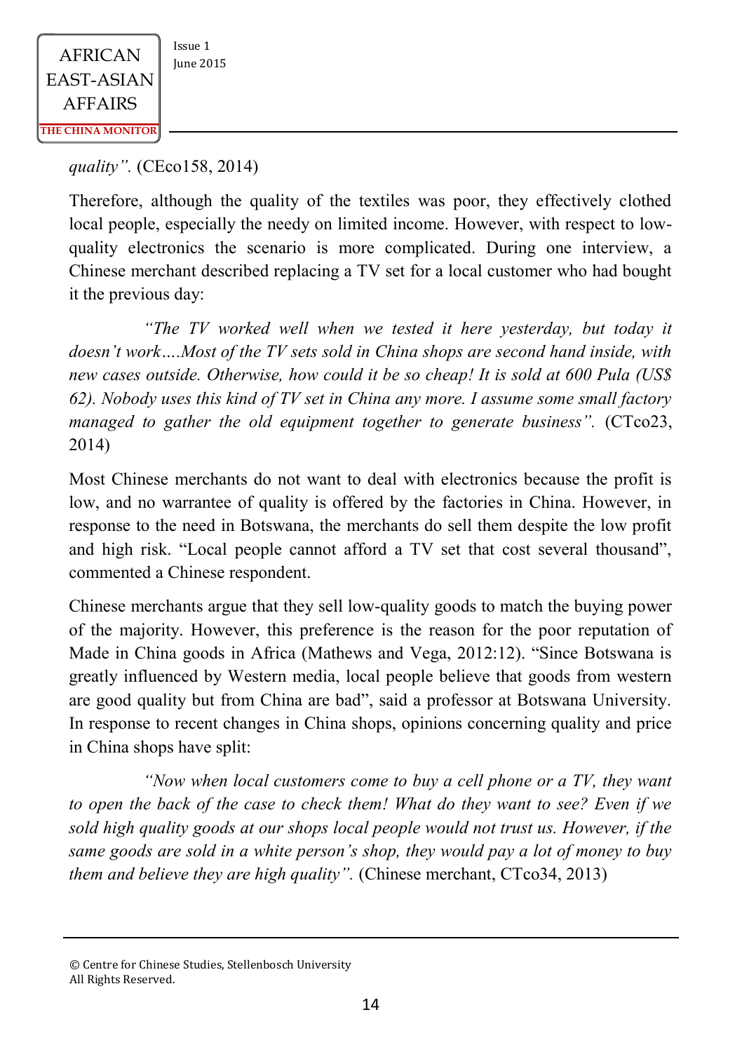*quality".* (CEco158, 2014)

Therefore, although the quality of the textiles was poor, they effectively clothed local people, especially the needy on limited income. However, with respect to low-quality electronics the scenario is more complicated. During one interview, a Chinese merchant described replacing a TV set for a local customer who had bought it the previous day:

> *"The TV worked well when we tested it here yesterday, but today it doesn't work….Most of the TV sets sold in China shops are second hand inside, with new cases outside. Otherwise, how could it be so cheap! It is sold at 600 Pula (US$ 62). Nobody uses this kind of TV set in China any more. I assume some small factory managed to gather the old equipment together to generate business".* (CTco23, 2014)

Most Chinese merchants do not want to deal with electronics because the profit is low, and no warrantee of quality is offered by the factories in China. However, in response to the need in Botswana, the merchants do sell them despite the low profit and high risk. "Local people cannot afford a TV set that cost several thousand", commented a Chinese respondent.

Chinese merchants argue that they sell low-quality goods to match the buying power of the majority. However, this preference is the reason for the poor reputation of Made in China goods in Africa (Mathews and Vega, 2012:12). "Since Botswana is greatly influenced by Western media, local people believe that goods from western are good quality but from China are bad", said a professor at Botswana University. In response to recent changes in China shops, opinions concerning quality and price in China shops have split:

> *"Now when local customers come to buy a cell phone or a TV, they want to open the back of the case to check them! What do they want to see? Even if we sold high quality goods at our shops local people would not trust us. However, if the same goods are sold in a white person's shop, they would pay a lot of money to buy them and believe they are high quality".* (Chinese merchant, CTco34, 2013)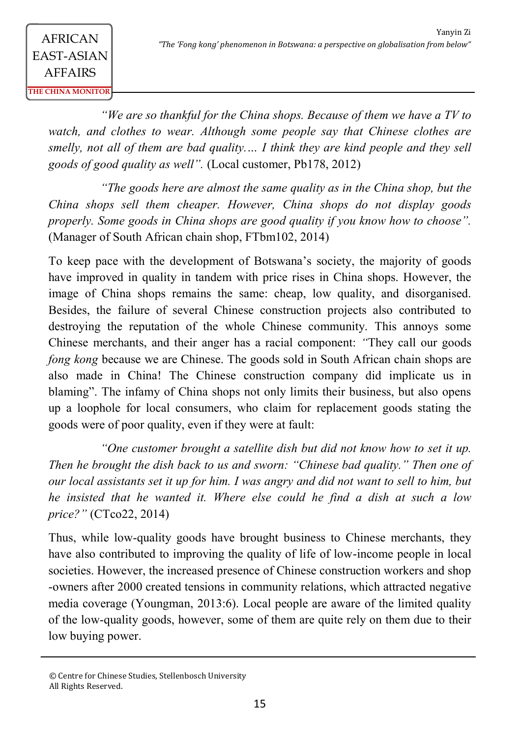*"We are so thankful for the China shops. Because of them we have a TV to watch, and clothes to wear. Although some people say that Chinese clothes are smelly, not all of them are bad quality…. I think they are kind people and they sell goods of good quality as well".* (Local customer, Pb178, 2012)

*"The goods here are almost the same quality as in the China shop, but the China shops sell them cheaper. However, China shops do not display goods properly. Some goods in China shops are good quality if you know how to choose".* (Manager of South African chain shop, FTbm102, 2014)

To keep pace with the development of Botswana's society, the majority of goods have improved in quality in tandem with price rises in China shops. However, the image of China shops remains the same: cheap, low quality, and disorganised. Besides, the failure of several Chinese construction projects also contributed to destroying the reputation of the whole Chinese community. This annoys some Chinese merchants, and their anger has a racial component: "They call our goods *fong kong* because we are Chinese. The goods sold in South African chain shops are also made in China! The Chinese construction company did implicate us in blaming". The infamy of China shops not only limits their business, but also opens up a loophole for local consumers, who claim for replacement goods stating the goods were of poor quality, even if they were at fault:

*"One customer brought a satellite dish but did not know how to set it up. Then he brought the dish back to us and sworn: "Chinese bad quality." Then one of our local assistants set it up for him. I was angry and did not want to sell to him, but he insisted that he wanted it. Where else could he find a dish at such a low price?"* (CTco22, 2014)

Thus, while low-quality goods have brought business to Chinese merchants, they have also contributed to improving the quality of life of low-income people in local societies. However, the increased presence of Chinese construction workers and shop -owners after 2000 created tensions in community relations, which attracted negative media coverage (Youngman, 2013:6). Local people are aware of the limited quality of the low-quality goods, however, some of them are quite rely on them due to their low buying power.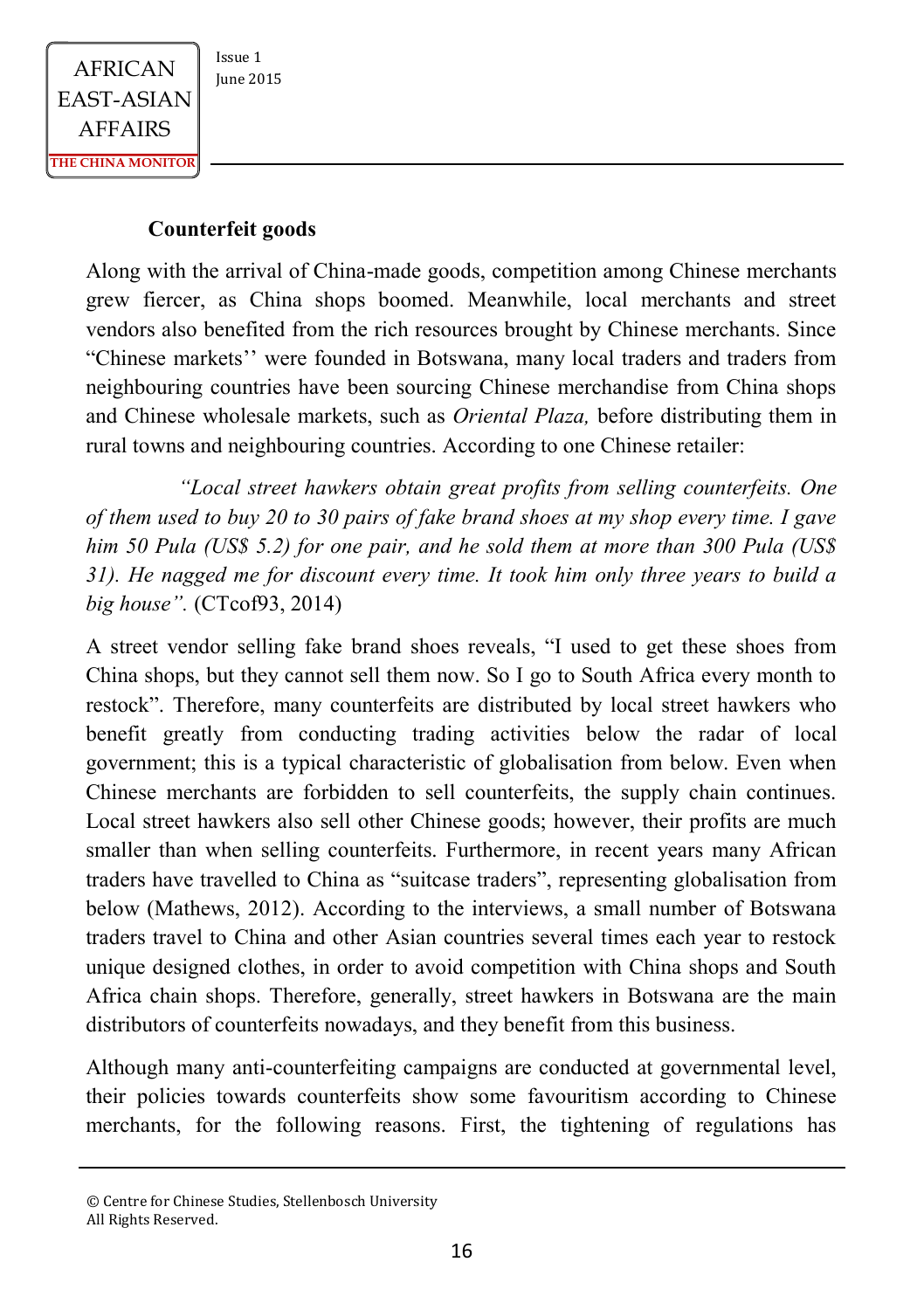**Counterfeit goods**

Along with the arrival of China-made goods, competition among Chinese merchants grew fiercer, as China shops boomed. Meanwhile, local merchants and street vendors also benefited from the rich resources brought by Chinese merchants. Since "Chinese markets'' were founded in Botswana, many local traders and traders from neighbouring countries have been sourcing Chinese merchandise from China shops and Chinese wholesale markets, such as *Oriental Plaza,* before distributing them in rural towns and neighbouring countries. According to one Chinese retailer:

> *"Local street hawkers obtain great profits from selling counterfeits. One of them used to buy 20 to 30 pairs of fake brand shoes at my shop every time. I gave him 50 Pula (US$ 5.2) for one pair, and he sold them at more than 300 Pula (US$ 31). He nagged me for discount every time. It took him only three years to build a big house".* (CTcof93, 2014)

A street vendor selling fake brand shoes reveals, "I used to get these shoes from China shops, but they cannot sell them now. So I go to South Africa every month to restock". Therefore, many counterfeits are distributed by local street hawkers who benefit greatly from conducting trading activities below the radar of local government; this is a typical characteristic of globalisation from below. Even when Chinese merchants are forbidden to sell counterfeits, the supply chain continues. Local street hawkers also sell other Chinese goods; however, their profits are much smaller than when selling counterfeits. Furthermore, in recent years many African traders have travelled to China as "suitcase traders", representing globalisation from below (Mathews, 2012). According to the interviews, a small number of Botswana traders travel to China and other Asian countries several times each year to restock unique designed clothes, in order to avoid competition with China shops and South Africa chain shops. Therefore, generally, street hawkers in Botswana are the main distributors of counterfeits nowadays, and they benefit from this business.

Although many anti-counterfeiting campaigns are conducted at governmental level, their policies towards counterfeits show some favouritism according to Chinese merchants, for the following reasons. First, the tightening of regulations has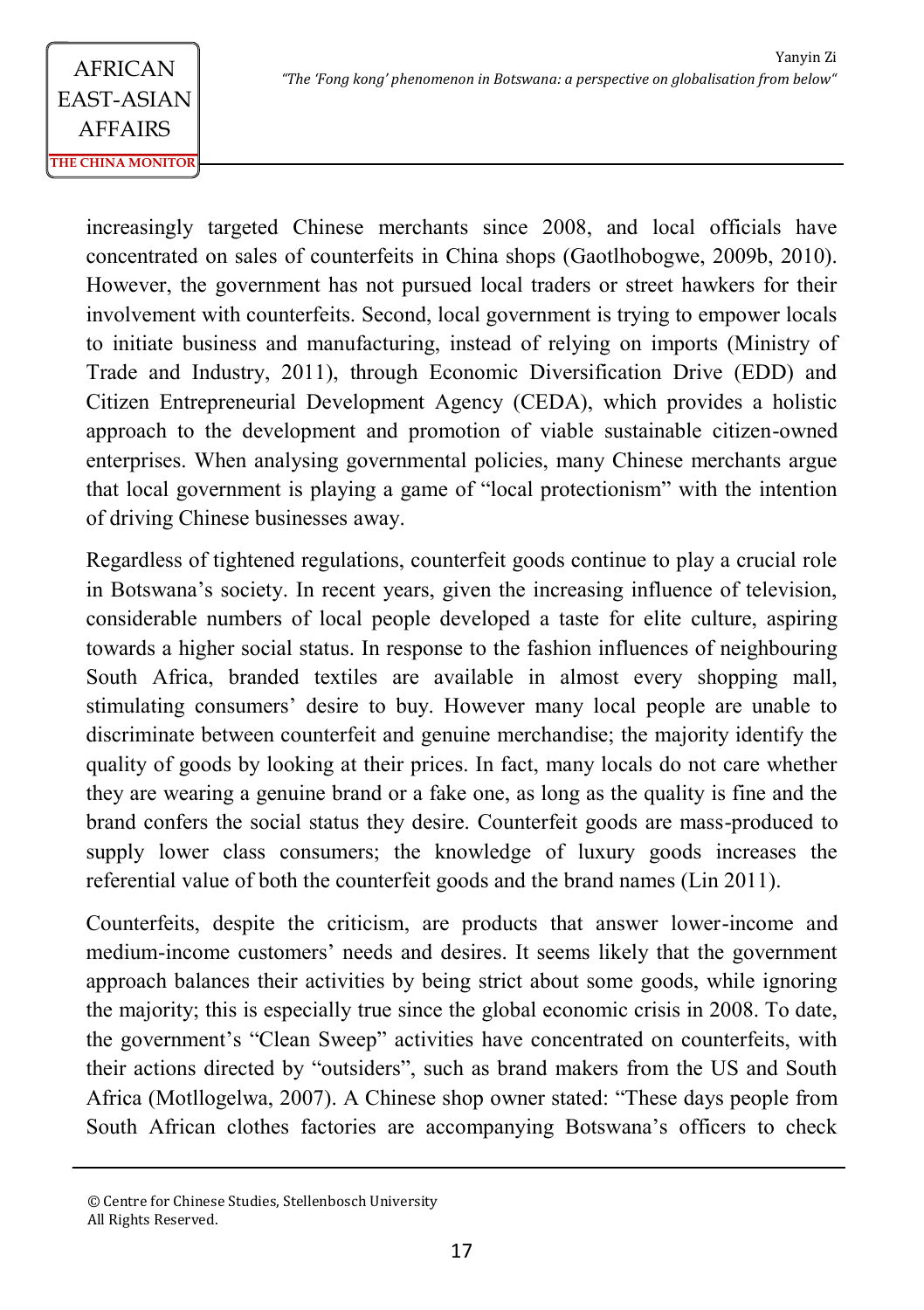increasingly targeted Chinese merchants since 2008, and local officials have concentrated on sales of counterfeits in China shops (Gaotlhobogwe, 2009b, 2010). However, the government has not pursued local traders or street hawkers for their involvement with counterfeits. Second, local government is trying to empower locals to initiate business and manufacturing, instead of relying on imports (Ministry of Trade and Industry, 2011), through Economic Diversification Drive (EDD) and Citizen Entrepreneurial Development Agency (CEDA), which provides a holistic approach to the development and promotion of viable sustainable citizen-owned enterprises. When analysing governmental policies, many Chinese merchants argue that local government is playing a game of "local protectionism" with the intention of driving Chinese businesses away.

Regardless of tightened regulations, counterfeit goods continue to play a crucial role in Botswana's society. In recent years, given the increasing influence of television, considerable numbers of local people developed a taste for elite culture, aspiring towards a higher social status. In response to the fashion influences of neighbouring South Africa, branded textiles are available in almost every shopping mall, stimulating consumers' desire to buy. However many local people are unable to discriminate between counterfeit and genuine merchandise; the majority identify the quality of goods by looking at their prices. In fact, many locals do not care whether they are wearing a genuine brand or a fake one, as long as the quality is fine and the brand confers the social status they desire. Counterfeit goods are mass-produced to supply lower class consumers; the knowledge of luxury goods increases the referential value of both the counterfeit goods and the brand names (Lin 2011).

Counterfeits, despite the criticism, are products that answer lower-income and medium-income customers' needs and desires. It seems likely that the government approach balances their activities by being strict about some goods, while ignoring the majority; this is especially true since the global economic crisis in 2008. To date, the government's "Clean Sweep" activities have concentrated on counterfeits, with their actions directed by "outsiders", such as brand makers from the US and South Africa (Motllogelwa, 2007). A Chinese shop owner stated: "These days people from South African clothes factories are accompanying Botswana's officers to check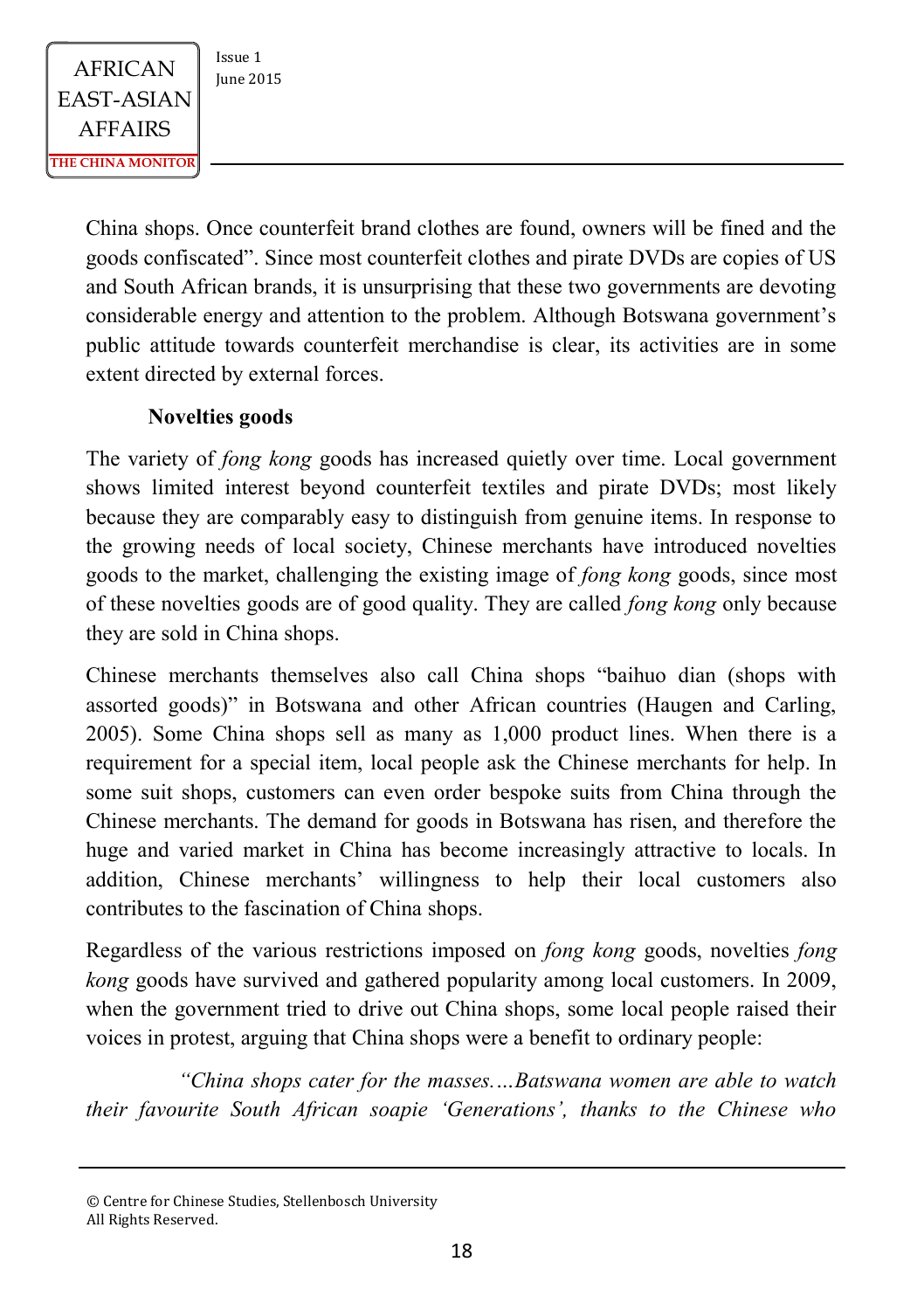China shops. Once counterfeit brand clothes are found, owners will be fined and the goods confiscated". Since most counterfeit clothes and pirate DVDs are copies of US and South African brands, it is unsurprising that these two governments are devoting considerable energy and attention to the problem. Although Botswana government's public attitude towards counterfeit merchandise is clear, its activities are in some extent directed by external forces.

**Novelties goods**

The variety of *fong kong* goods has increased quietly over time. Local government shows limited interest beyond counterfeit textiles and pirate DVDs; most likely because they are comparably easy to distinguish from genuine items. In response to the growing needs of local society, Chinese merchants have introduced novelties goods to the market, challenging the existing image of *fong kong* goods, since most of these novelties goods are of good quality. They are called *fong kong* only because they are sold in China shops.

Chinese merchants themselves also call China shops "baihuo dian (shops with assorted goods)" in Botswana and other African countries (Haugen and Carling, 2005). Some China shops sell as many as 1,000 product lines. When there is a requirement for a special item, local people ask the Chinese merchants for help. In some suit shops, customers can even order bespoke suits from China through the Chinese merchants. The demand for goods in Botswana has risen, and therefore the huge and varied market in China has become increasingly attractive to locals. In addition, Chinese merchants' willingness to help their local customers also contributes to the fascination of China shops.

Regardless of the various restrictions imposed on *fong kong* goods, novelties *fong kong* goods have survived and gathered popularity among local customers. In 2009, when the government tried to drive out China shops, some local people raised their voices in protest, arguing that China shops were a benefit to ordinary people:

*"China shops cater for the masses….Batswana women are able to watch their favourite South African soapie 'Generations', thanks to the Chinese who*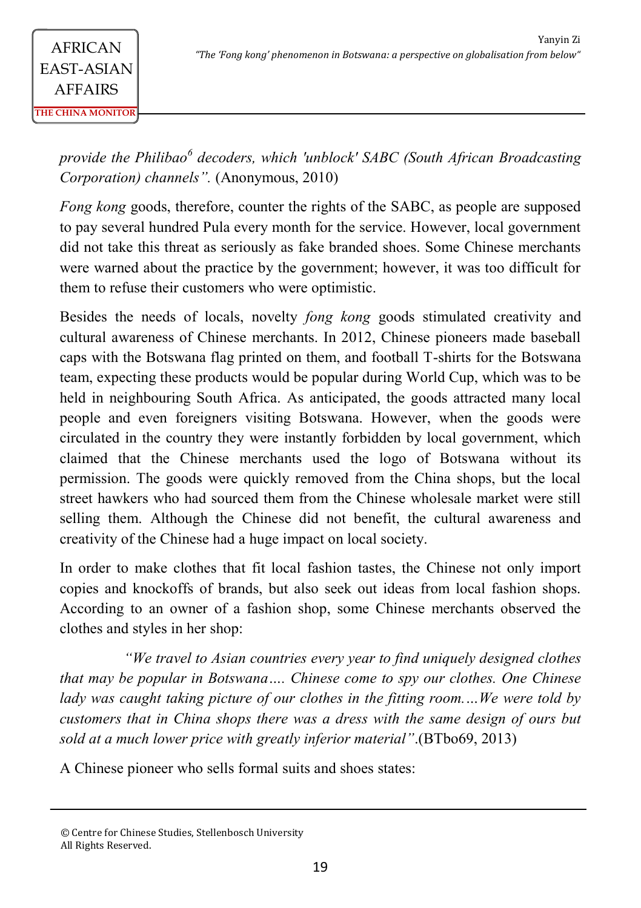*provide the Philibao[6] decoders, which 'unblock' SABC (South African Broadcasting Corporation) channels".* (Anonymous, 2010)

*Fong kong* goods, therefore, counter the rights of the SABC, as people are supposed to pay several hundred Pula every month for the service. However, local government did not take this threat as seriously as fake branded shoes. Some Chinese merchants were warned about the practice by the government; however, it was too difficult for them to refuse their customers who were optimistic.

Besides the needs of locals, novelty *fong kong* goods stimulated creativity and cultural awareness of Chinese merchants. In 2012, Chinese pioneers made baseball caps with the Botswana flag printed on them, and football T-shirts for the Botswana team, expecting these products would be popular during World Cup, which was to be held in neighbouring South Africa. As anticipated, the goods attracted many local people and even foreigners visiting Botswana. However, when the goods were circulated in the country they were instantly forbidden by local government, which claimed that the Chinese merchants used the logo of Botswana without its permission. The goods were quickly removed from the China shops, but the local street hawkers who had sourced them from the Chinese wholesale market were still selling them. Although the Chinese did not benefit, the cultural awareness and creativity of the Chinese had a huge impact on local society.

In order to make clothes that fit local fashion tastes, the Chinese not only import copies and knockoffs of brands, but also seek out ideas from local fashion shops. According to an owner of a fashion shop, some Chinese merchants observed the clothes and styles in her shop:

> *"We travel to Asian countries every year to find uniquely designed clothes that may be popular in Botswana…. Chinese come to spy our clothes. One Chinese lady was caught taking picture of our clothes in the fitting room.…We were told by customers that in China shops there was a dress with the same design of ours but sold at a much lower price with greatly inferior material"*.(BTbo69, 2013)

A Chinese pioneer who sells formal suits and shoes states: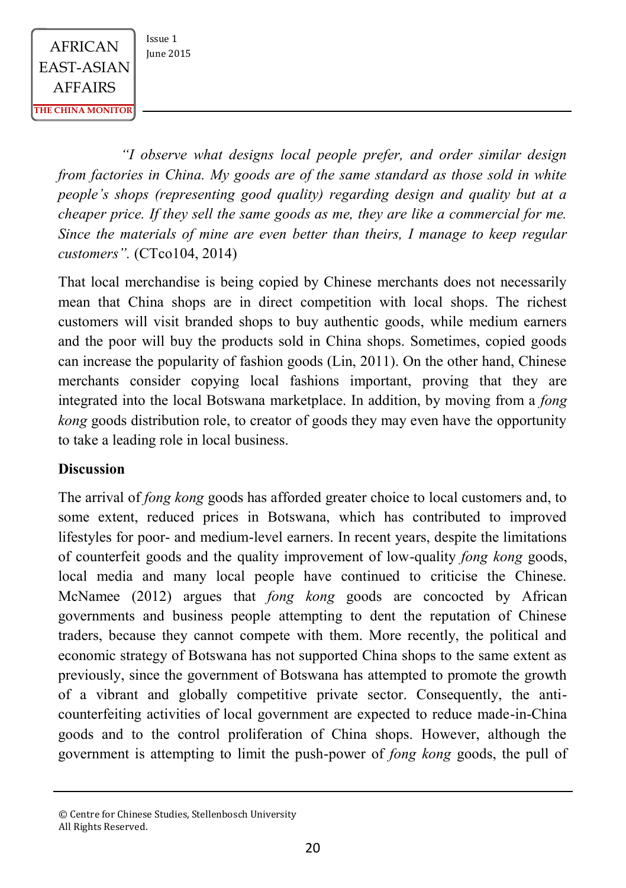*"I observe what designs local people prefer, and order similar design from factories in China. My goods are of the same standard as those sold in white people's shops (representing good quality) regarding design and quality but at a cheaper price. If they sell the same goods as me, they are like a commercial for me. Since the materials of mine are even better than theirs, I manage to keep regular customers".* (CTco104, 2014)

That local merchandise is being copied by Chinese merchants does not necessarily mean that China shops are in direct competition with local shops. The richest customers will visit branded shops to buy authentic goods, while medium earners and the poor will buy the products sold in China shops. Sometimes, copied goods can increase the popularity of fashion goods (Lin, 2011). On the other hand, Chinese merchants consider copying local fashions important, proving that they are integrated into the local Botswana marketplace. In addition, by moving from a *fong kong* goods distribution role, to creator of goods they may even have the opportunity to take a leading role in local business.

**Discussion**

The arrival of *fong kong* goods has afforded greater choice to local customers and, to some extent, reduced prices in Botswana, which has contributed to improved lifestyles for poor- and medium-level earners. In recent years, despite the limitations of counterfeit goods and the quality improvement of low-quality *fong kong* goods, local media and many local people have continued to criticise the Chinese. McNamee (2012) argues that *fong kong* goods are concocted by African governments and business people attempting to dent the reputation of Chinese traders, because they cannot compete with them. More recently, the political and economic strategy of Botswana has not supported China shops to the same extent as previously, since the government of Botswana has attempted to promote the growth of a vibrant and globally competitive private sector. Consequently, the anti-counterfeiting activities of local government are expected to reduce made-in-China goods and to the control proliferation of China shops. However, although the government is attempting to limit the push-power of *fong kong* goods, the pull of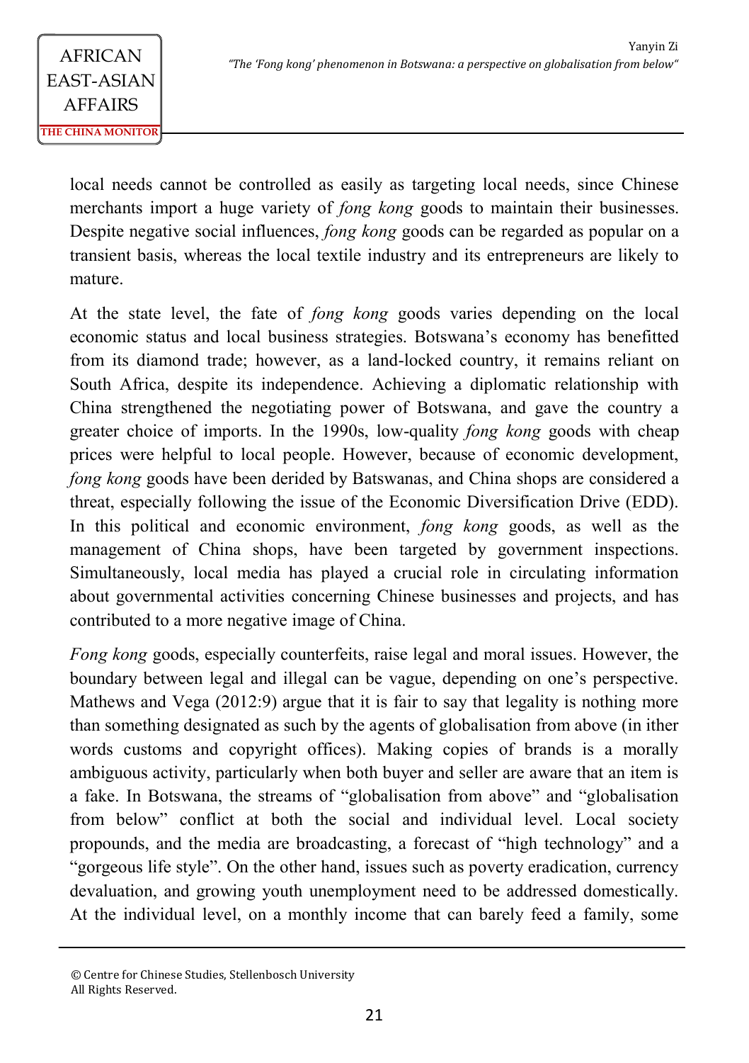local needs cannot be controlled as easily as targeting local needs, since Chinese merchants import a huge variety of *fong kong* goods to maintain their businesses. Despite negative social influences, *fong kong* goods can be regarded as popular on a transient basis, whereas the local textile industry and its entrepreneurs are likely to mature.

At the state level, the fate of *fong kong* goods varies depending on the local economic status and local business strategies. Botswana's economy has benefitted from its diamond trade; however, as a land-locked country, it remains reliant on South Africa, despite its independence. Achieving a diplomatic relationship with China strengthened the negotiating power of Botswana, and gave the country a greater choice of imports. In the 1990s, low-quality *fong kong* goods with cheap prices were helpful to local people. However, because of economic development, *fong kong* goods have been derided by Batswanas, and China shops are considered a threat, especially following the issue of the Economic Diversification Drive (EDD). In this political and economic environment, *fong kong* goods, as well as the management of China shops, have been targeted by government inspections. Simultaneously, local media has played a crucial role in circulating information about governmental activities concerning Chinese businesses and projects, and has contributed to a more negative image of China.

*Fong kong* goods, especially counterfeits, raise legal and moral issues. However, the boundary between legal and illegal can be vague, depending on one's perspective. Mathews and Vega (2012:9) argue that it is fair to say that legality is nothing more than something designated as such by the agents of globalisation from above (in ither words customs and copyright offices). Making copies of brands is a morally ambiguous activity, particularly when both buyer and seller are aware that an item is a fake. In Botswana, the streams of "globalisation from above" and "globalisation from below" conflict at both the social and individual level. Local society propounds, and the media are broadcasting, a forecast of "high technology" and a "gorgeous life style". On the other hand, issues such as poverty eradication, currency devaluation, and growing youth unemployment need to be addressed domestically. At the individual level, on a monthly income that can barely feed a family, some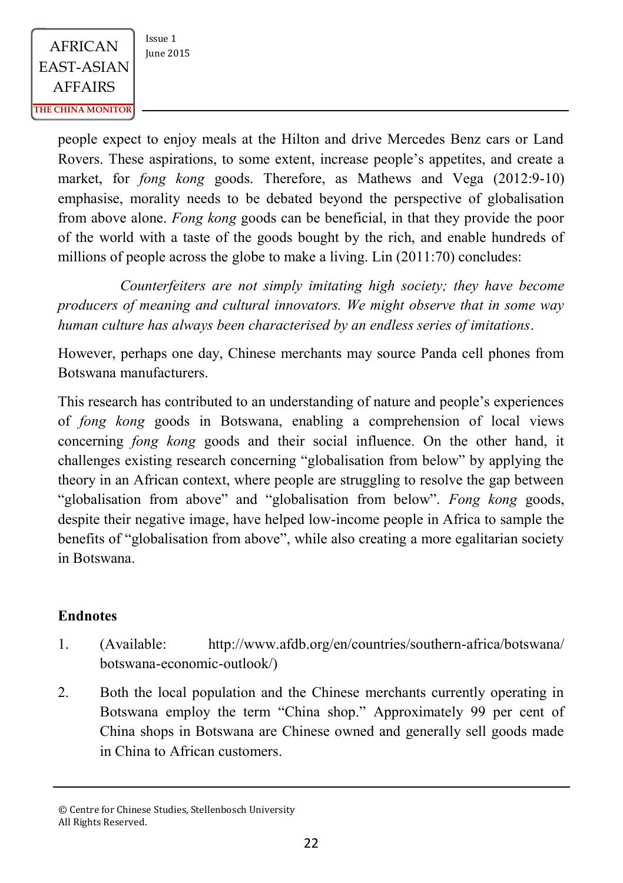people expect to enjoy meals at the Hilton and drive Mercedes Benz cars or Land Rovers. These aspirations, to some extent, increase people's appetites, and create a market, for *fong kong* goods. Therefore, as Mathews and Vega (2012:9-10) emphasise, morality needs to be debated beyond the perspective of globalisation from above alone. *Fong kong* goods can be beneficial, in that they provide the poor of the world with a taste of the goods bought by the rich, and enable hundreds of millions of people across the globe to make a living. Lin (2011:70) concludes:

> *Counterfeiters are not simply imitating high society; they have become producers of meaning and cultural innovators. We might observe that in some way human culture has always been characterised by an endless series of imitations*.

However, perhaps one day, Chinese merchants may source Panda cell phones from Botswana manufacturers.

This research has contributed to an understanding of nature and people's experiences of *fong kong* goods in Botswana, enabling a comprehension of local views concerning *fong kong* goods and their social influence. On the other hand, it challenges existing research concerning "globalisation from below" by applying the theory in an African context, where people are struggling to resolve the gap between "globalisation from above" and "globalisation from below". *Fong kong* goods, despite their negative image, have helped low-income people in Africa to sample the benefits of "globalisation from above", while also creating a more egalitarian society in Botswana.

**Endnotes**

1. (Available: http://www.afdb.org/en/countries/southern-africa/botswana/botswana-economic-outlook/)
2. Both the local population and the Chinese merchants currently operating in Botswana employ the term "China shop." Approximately 99 per cent of China shops in Botswana are Chinese owned and generally sell goods made in China to African customers.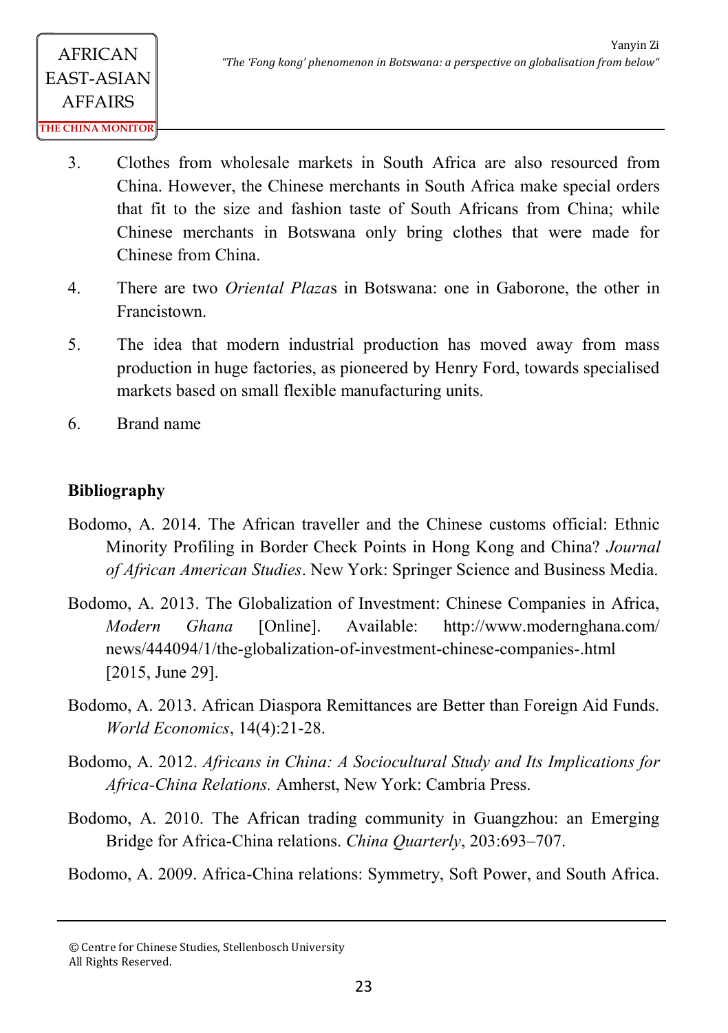3. Clothes from wholesale markets in South Africa are also resourced from China. However, the Chinese merchants in South Africa make special orders that fit to the size and fashion taste of South Africans from China; while Chinese merchants in Botswana only bring clothes that were made for Chinese from China.

4. There are two *Oriental Plaza*s in Botswana: one in Gaborone, the other in Francistown.

5. The idea that modern industrial production has moved away from mass production in huge factories, as pioneered by Henry Ford, towards specialised markets based on small flexible manufacturing units.

6. Brand name

**Bibliography**

Bodomo, A. 2014. The African traveller and the Chinese customs official: Ethnic Minority Profiling in Border Check Points in Hong Kong and China? *Journal of African American Studies*. New York: Springer Science and Business Media.

Bodomo, A. 2013. The Globalization of Investment: Chinese Companies in Africa, *Modern Ghana* [Online]. Available: http://www.modernghana.com/news/444094/1/the-globalization-of-investment-chinese-companies-.html [2015, June 29].

Bodomo, A. 2013. African Diaspora Remittances are Better than Foreign Aid Funds. *World Economics*, 14(4):21-28.

Bodomo, A. 2012. *Africans in China: A Sociocultural Study and Its Implications for Africa-China Relations.* Amherst, New York: Cambria Press.

Bodomo, A. 2010. The African trading community in Guangzhou: an Emerging Bridge for Africa-China relations. *China Quarterly*, 203:693–707.

Bodomo, A. 2009. Africa-China relations: Symmetry, Soft Power, and South Africa.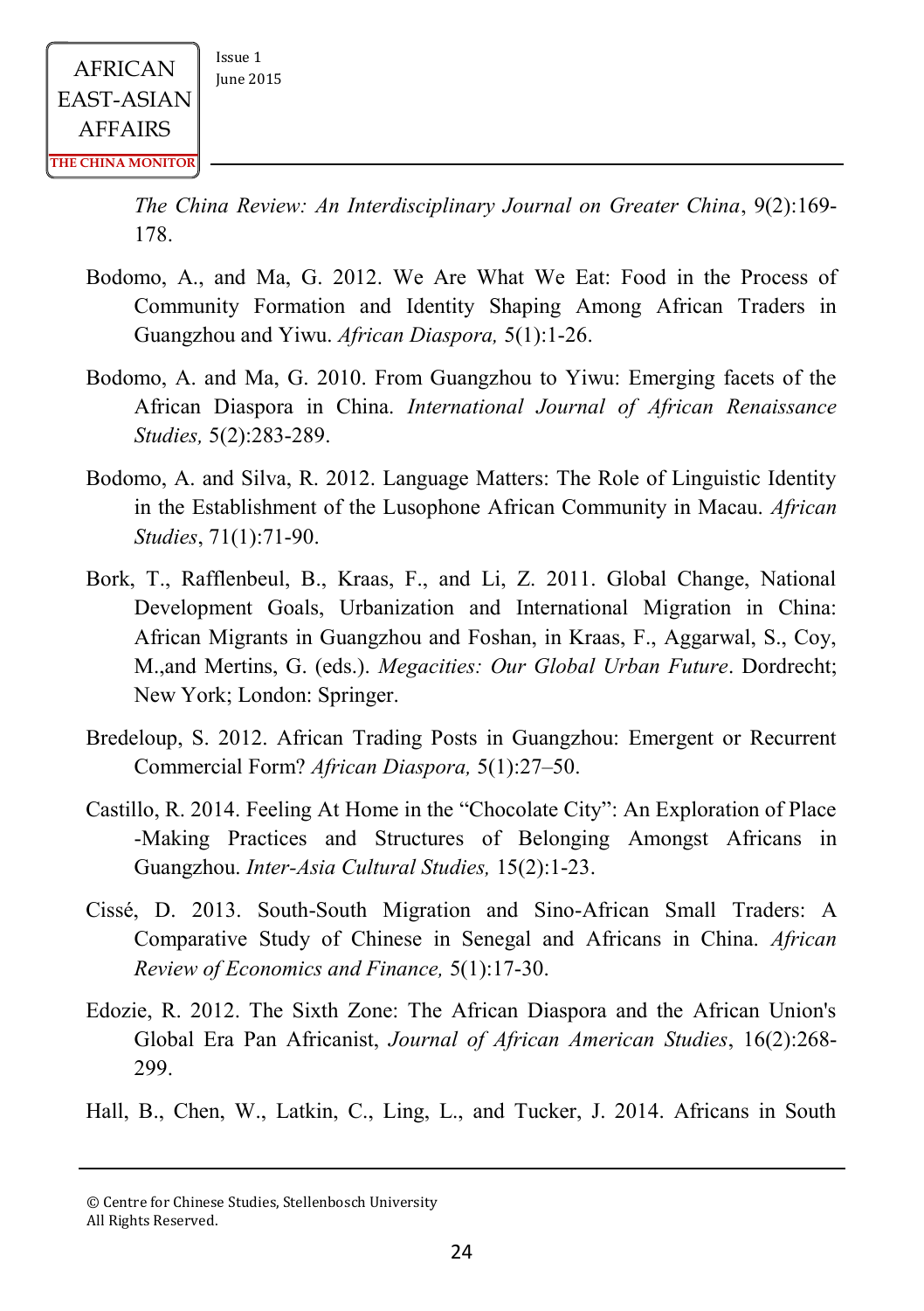*The China Review: An Interdisciplinary Journal on Greater China*, 9(2):169-178.

Bodomo, A., and Ma, G. 2012. We Are What We Eat: Food in the Process of Community Formation and Identity Shaping Among African Traders in Guangzhou and Yiwu. *African Diaspora,* 5(1):1-26.

Bodomo, A. and Ma, G. 2010. From Guangzhou to Yiwu: Emerging facets of the African Diaspora in China. *International Journal of African Renaissance Studies,* 5(2):283-289.

Bodomo, A. and Silva, R. 2012. Language Matters: The Role of Linguistic Identity in the Establishment of the Lusophone African Community in Macau. *African Studies*, 71(1):71-90.

Bork, T., Rafflenbeul, B., Kraas, F., and Li, Z. 2011. Global Change, National Development Goals, Urbanization and International Migration in China: African Migrants in Guangzhou and Foshan, in Kraas, F., Aggarwal, S., Coy, M.,and Mertins, G. (eds.). *Megacities: Our Global Urban Future*. Dordrecht; New York; London: Springer.

Bredeloup, S. 2012. African Trading Posts in Guangzhou: Emergent or Recurrent Commercial Form? *African Diaspora,* 5(1):27–50.

Castillo, R. 2014. Feeling At Home in the "Chocolate City": An Exploration of Place -Making Practices and Structures of Belonging Amongst Africans in Guangzhou. *Inter-Asia Cultural Studies,* 15(2):1-23.

Cissé, D. 2013. South-South Migration and Sino-African Small Traders: A Comparative Study of Chinese in Senegal and Africans in China. *African Review of Economics and Finance,* 5(1):17-30.

Edozie, R. 2012. The Sixth Zone: The African Diaspora and the African Union's Global Era Pan Africanist, *Journal of African American Studies*, 16(2):268-299.

Hall, B., Chen, W., Latkin, C., Ling, L., and Tucker, J. 2014. Africans in South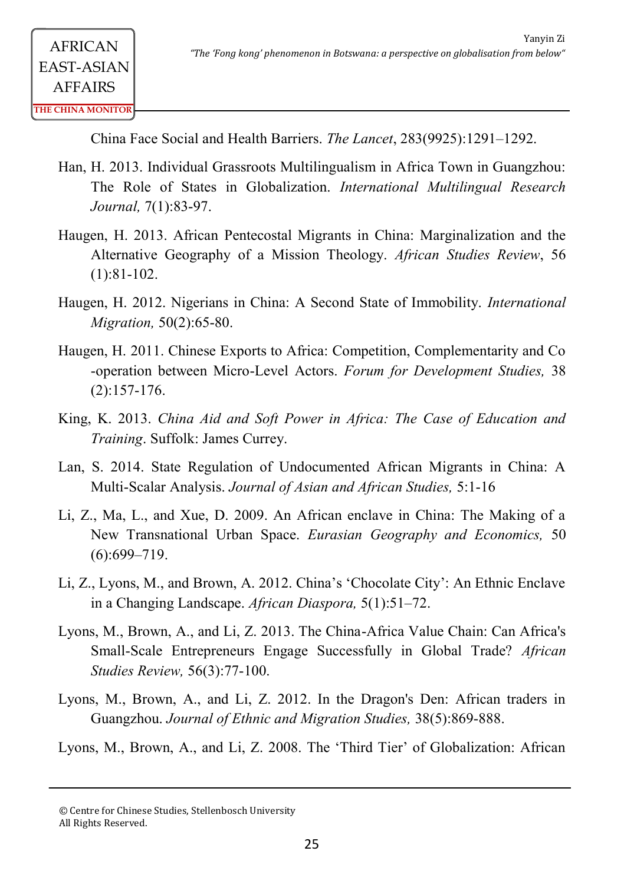China Face Social and Health Barriers. *The Lancet*, 283(9925):1291–1292.

Han, H. 2013. Individual Grassroots Multilingualism in Africa Town in Guangzhou: The Role of States in Globalization. *International Multilingual Research Journal,* 7(1):83-97.

Haugen, H. 2013. African Pentecostal Migrants in China: Marginalization and the Alternative Geography of a Mission Theology. *African Studies Review*, 56 (1):81-102.

Haugen, H. 2012. Nigerians in China: A Second State of Immobility. *International Migration,* 50(2):65-80.

Haugen, H. 2011. Chinese Exports to Africa: Competition, Complementarity and Co-operation between Micro-Level Actors. *Forum for Development Studies,* 38 (2):157-176.

King, K. 2013. *China Aid and Soft Power in Africa: The Case of Education and Training*. Suffolk: James Currey.

Lan, S. 2014. State Regulation of Undocumented African Migrants in China: A Multi-Scalar Analysis. *Journal of Asian and African Studies,* 5:1-16

Li, Z., Ma, L., and Xue, D. 2009. An African enclave in China: The Making of a New Transnational Urban Space. *Eurasian Geography and Economics,* 50 (6):699–719.

Li, Z., Lyons, M., and Brown, A. 2012. China's 'Chocolate City': An Ethnic Enclave in a Changing Landscape. *African Diaspora,* 5(1):51–72.

Lyons, M., Brown, A., and Li, Z. 2013. The China-Africa Value Chain: Can Africa's Small-Scale Entrepreneurs Engage Successfully in Global Trade? *African Studies Review,* 56(3):77-100.

Lyons, M., Brown, A., and Li, Z. 2012. In the Dragon's Den: African traders in Guangzhou. *Journal of Ethnic and Migration Studies,* 38(5):869-888.

Lyons, M., Brown, A., and Li, Z. 2008. The 'Third Tier' of Globalization: African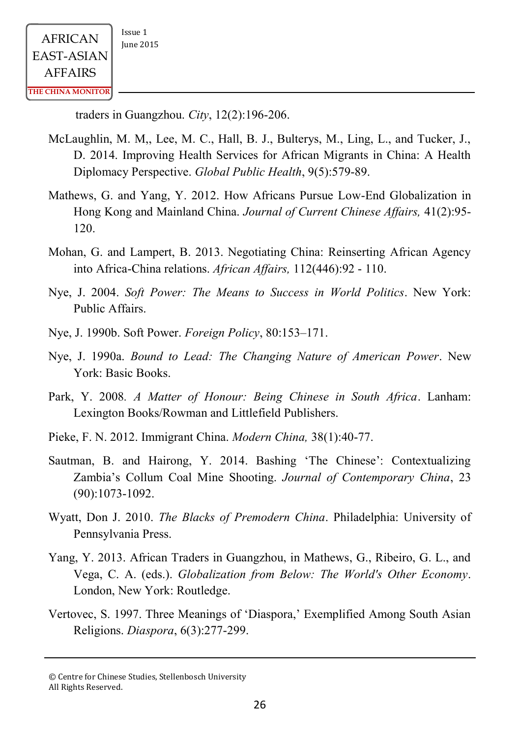traders in Guangzhou. *City*, 12(2):196-206.

McLaughlin, M. M,, Lee, M. C., Hall, B. J., Bulterys, M., Ling, L., and Tucker, J., D. 2014. Improving Health Services for African Migrants in China: A Health Diplomacy Perspective. *Global Public Health*, 9(5):579-89.

Mathews, G. and Yang, Y. 2012. How Africans Pursue Low-End Globalization in Hong Kong and Mainland China. *Journal of Current Chinese Affairs,* 41(2):95-120.

Mohan, G. and Lampert, B. 2013. Negotiating China: Reinserting African Agency into Africa-China relations. *African Affairs,* 112(446):92 - 110.

Nye, J. 2004. *Soft Power: The Means to Success in World Politics*. New York: Public Affairs.

Nye, J. 1990b. Soft Power. *Foreign Policy*, 80:153–171.

Nye, J. 1990a. *Bound to Lead: The Changing Nature of American Power*. New York: Basic Books.

Park, Y. 2008. *A Matter of Honour: Being Chinese in South Africa*. Lanham: Lexington Books/Rowman and Littlefield Publishers.

Pieke, F. N. 2012. Immigrant China. *Modern China,* 38(1):40-77.

Sautman, B. and Hairong, Y. 2014. Bashing 'The Chinese': Contextualizing Zambia's Collum Coal Mine Shooting. *Journal of Contemporary China*, 23 (90):1073-1092.

Wyatt, Don J. 2010. *The Blacks of Premodern China*. Philadelphia: University of Pennsylvania Press.

Yang, Y. 2013. African Traders in Guangzhou, in Mathews, G., Ribeiro, G. L., and Vega, C. A. (eds.). *Globalization from Below: The World's Other Economy*. London, New York: Routledge.

Vertovec, S. 1997. Three Meanings of 'Diaspora,' Exemplified Among South Asian Religions. *Diaspora*, 6(3):277-299.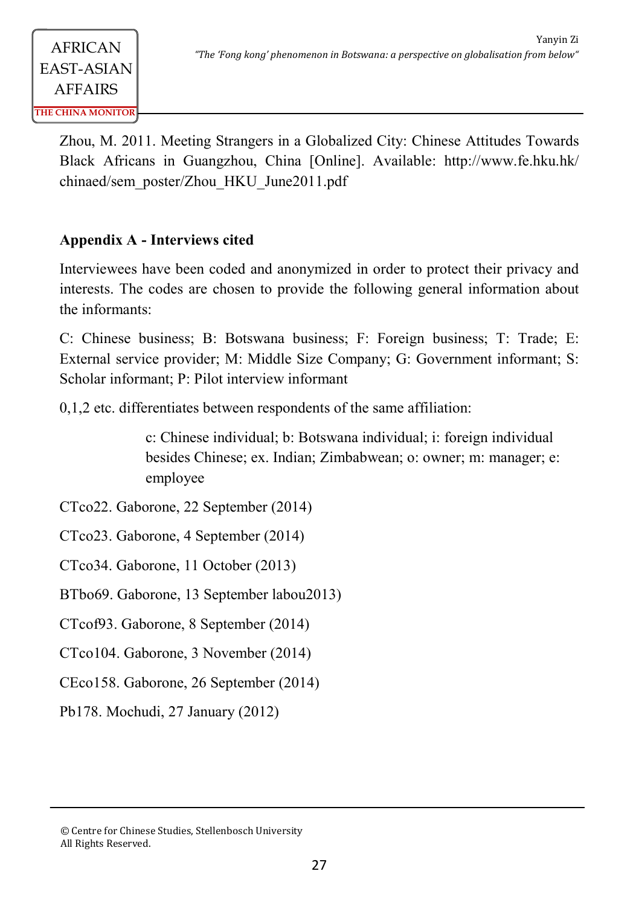Zhou, M. 2011. Meeting Strangers in a Globalized City: Chinese Attitudes Towards Black Africans in Guangzhou, China [Online]. Available: http://www.fe.hku.hk/chinaed/sem_poster/Zhou_HKU_June2011.pdf

**Appendix A - Interviews cited**

Interviewees have been coded and anonymized in order to protect their privacy and interests. The codes are chosen to provide the following general information about the informants:

C: Chinese business; B: Botswana business; F: Foreign business; T: Trade; E: External service provider; M: Middle Size Company; G: Government informant; S: Scholar informant; P: Pilot interview informant

0,1,2 etc. differentiates between respondents of the same affiliation:

> c: Chinese individual; b: Botswana individual; i: foreign individual besides Chinese; ex. Indian; Zimbabwean; o: owner; m: manager; e: employee

CTco22. Gaborone, 22 September (2014)

CTco23. Gaborone, 4 September (2014)

CTco34. Gaborone, 11 October (2013)

BTbo69. Gaborone, 13 September labou2013)

CTcof93. Gaborone, 8 September (2014)

CTco104. Gaborone, 3 November (2014)

CEco158. Gaborone, 26 September (2014)

Pb178. Mochudi, 27 January (2012)

© Centre for Chinese Studies, Stellenbosch University
All Rights Reserved.